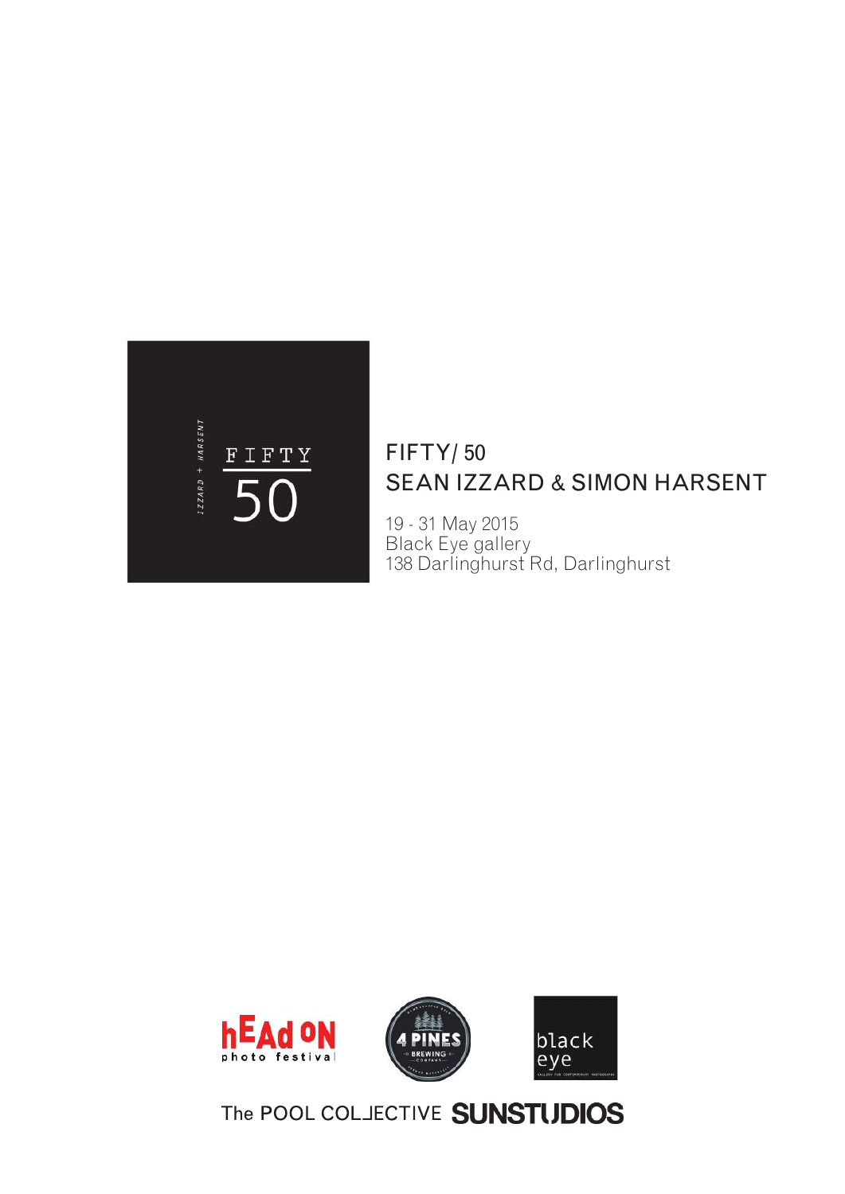IZZARD + HARSENT

FIFTY

50

# FIFTY/ 50
## SEAN IZZARD & SIMON HARSENT

19 - 31 May 2015
Black Eye gallery
138 Darlinghurst Rd, Darlinghurst

hEAd ON photo festival

4 PINES BREWING COMPANY

black eye GALLERY FOR CONTEMPORARY PHOTOGRAPHY

The POOL COLLECTIVE SUNSTUDIOS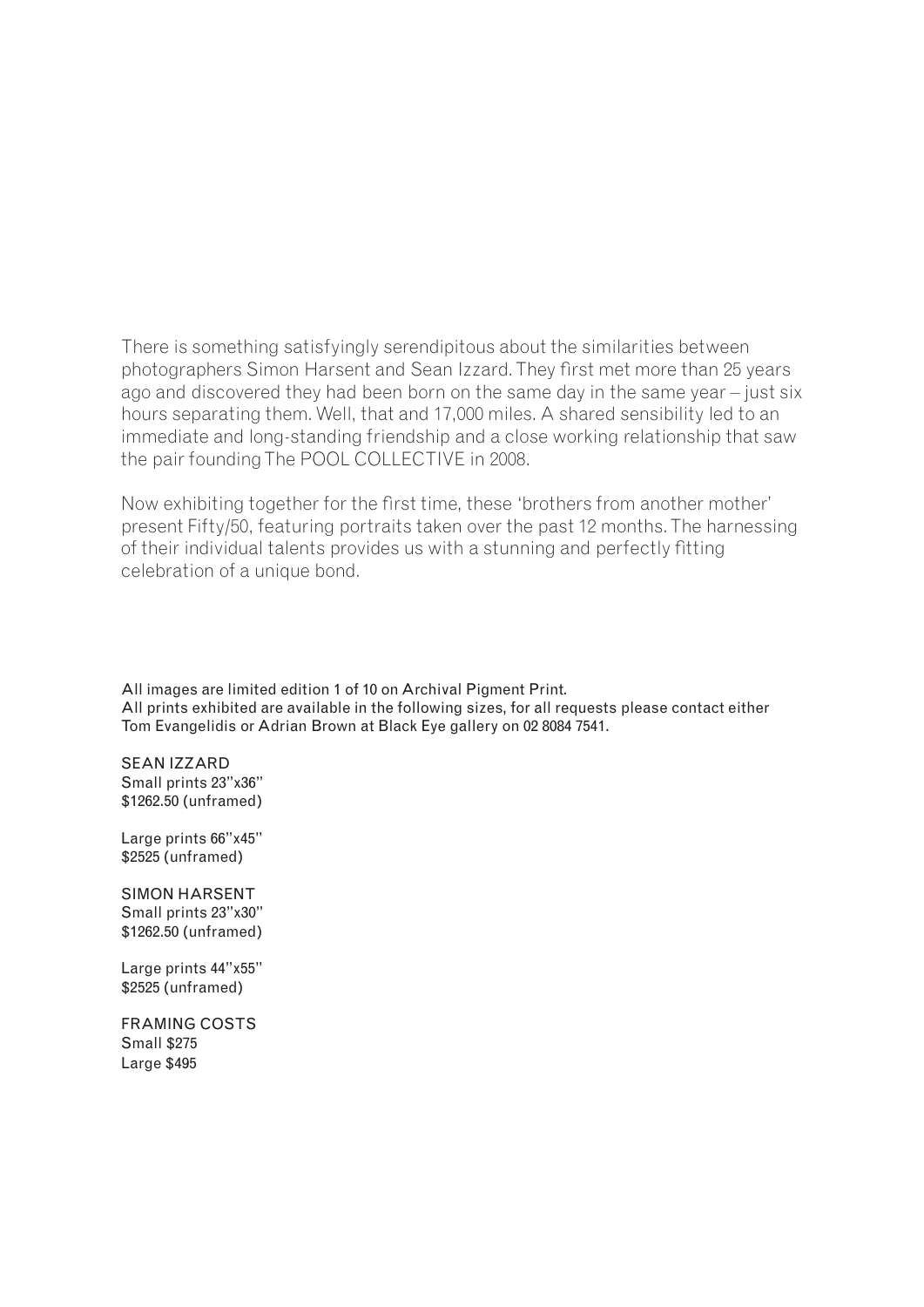There is something satisfyingly serendipitous about the similarities between photographers Simon Harsent and Sean Izzard. They first met more than 25 years ago and discovered they had been born on the same day in the same year – just six hours separating them. Well, that and 17,000 miles. A shared sensibility led to an immediate and long-standing friendship and a close working relationship that saw the pair founding The POOL COLLECTIVE in 2008.

Now exhibiting together for the first time, these 'brothers from another mother' present Fifty/50, featuring portraits taken over the past 12 months. The harnessing of their individual talents provides us with a stunning and perfectly fitting celebration of a unique bond.

All images are limited edition 1 of 10 on Archival Pigment Print.
All prints exhibited are available in the following sizes, for all requests please contact either Tom Evangelidis or Adrian Brown at Black Eye gallery on 02 8084 7541.

SEAN IZZARD
Small prints 23''x36''
$1262.50 (unframed)

Large prints 66''x45''
$2525 (unframed)

SIMON HARSENT
Small prints 23''x30''
$1262.50 (unframed)

Large prints 44''x55''
$2525 (unframed)

FRAMING COSTS
Small $275
Large $495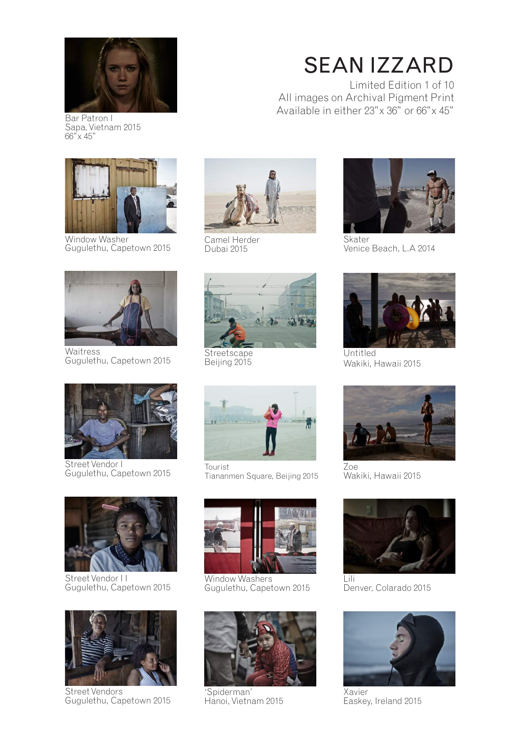# SEAN IZZARD

Limited Edition 1 of 10
All images on Archival Pigment Print
Available in either 23"x 36" or 66"x 45"

Bar Patron I
Sapa, Vietnam 2015
66"x 45"

Window Washer
Gugulethu, Capetown 2015

Camel Herder
Dubai 2015

Skater
Venice Beach, L.A 2014

Waitress
Gugulethu, Capetown 2015

Streetscape
Beijing 2015

Untitled
Wakiki, Hawaii 2015

Street Vendor I
Gugulethu, Capetown 2015

Tourist
Tiananmen Square, Beijing 2015

Zoe
Wakiki, Hawaii 2015

Street Vendor I I
Gugulethu, Capetown 2015

Window Washers
Gugulethu, Capetown 2015

Lili
Denver, Colarado 2015

Street Vendors
Gugulethu, Capetown 2015

'Spiderman'
Hanoi, Vietnam 2015

Xavier
Easkey, Ireland 2015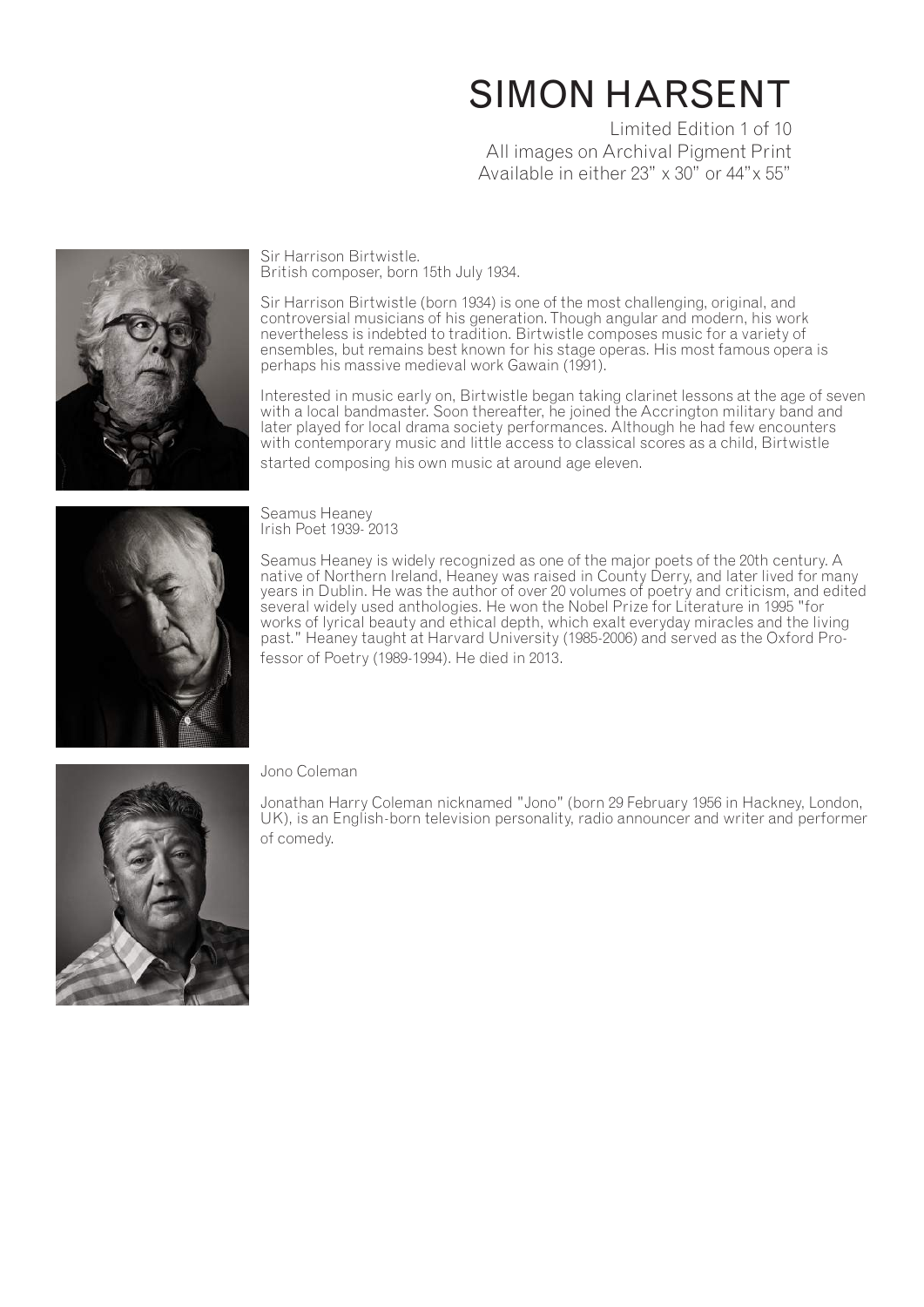# SIMON HARSENT

Limited Edition 1 of 10
All images on Archival Pigment Print
Available in either 23" x 30" or 44"x 55"

Sir Harrison Birtwistle.
British composer, born 15th July 1934.

Sir Harrison Birtwistle (born 1934) is one of the most challenging, original, and controversial musicians of his generation. Though angular and modern, his work nevertheless is indebted to tradition. Birtwistle composes music for a variety of ensembles, but remains best known for his stage operas. His most famous opera is perhaps his massive medieval work Gawain (1991).

Interested in music early on, Birtwistle began taking clarinet lessons at the age of seven with a local bandmaster. Soon thereafter, he joined the Accrington military band and later played for local drama society performances. Although he had few encounters with contemporary music and little access to classical scores as a child, Birtwistle started composing his own music at around age eleven.

Seamus Heaney
Irish Poet 1939- 2013

Seamus Heaney is widely recognized as one of the major poets of the 20th century. A native of Northern Ireland, Heaney was raised in County Derry, and later lived for many years in Dublin. He was the author of over 20 volumes of poetry and criticism, and edited several widely used anthologies. He won the Nobel Prize for Literature in 1995 "for works of lyrical beauty and ethical depth, which exalt everyday miracles and the living past." Heaney taught at Harvard University (1985-2006) and served as the Oxford Professor of Poetry (1989-1994). He died in 2013.

Jono Coleman

Jonathan Harry Coleman nicknamed "Jono" (born 29 February 1956 in Hackney, London, UK), is an English-born television personality, radio announcer and writer and performer of comedy.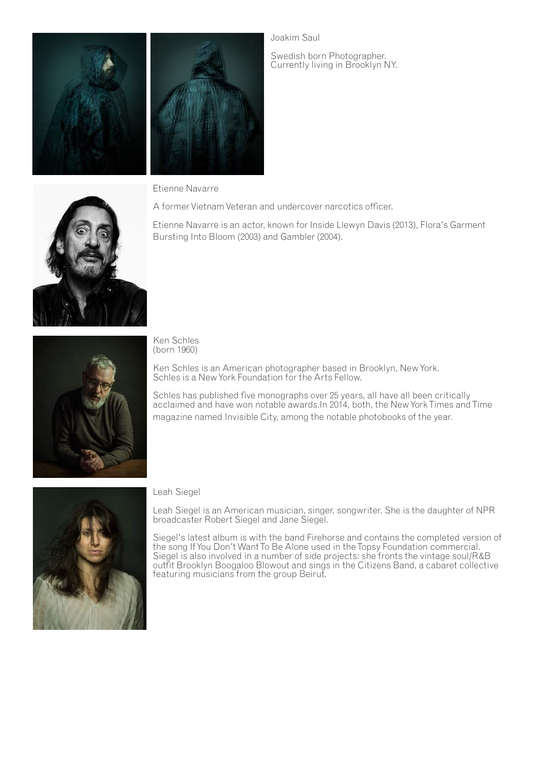Joakim Saul

Swedish born Photographer.
Currently living in Brooklyn NY.

Etienne Navarre

A former Vietnam Veteran and undercover narcotics officer.

Etienne Navarre is an actor, known for Inside Llewyn Davis (2013), Flora's Garment Bursting Into Bloom (2003) and Gambler (2004).

Ken Schles
(born 1960)

Ken Schles is an American photographer based in Brooklyn, New York.
Schles is a New York Foundation for the Arts Fellow.

Schles has published five monographs over 25 years, all have all been critically acclaimed and have won notable awards.In 2014, both, the New York Times and Time magazine named Invisible City, among the notable photobooks of the year.

Leah Siegel

Leah Siegel is an American musician, singer, songwriter. She is the daughter of NPR broadcaster Robert Siegel and Jane Siegel.

Siegel's latest album is with the band Firehorse and contains the completed version of the song If You Don't Want To Be Alone used in the Topsy Foundation commercial. Siegel is also involved in a number of side projects: she fronts the vintage soul/R&B outfit Brooklyn Boogaloo Blowout and sings in the Citizens Band, a cabaret collective featuring musicians from the group Beirut.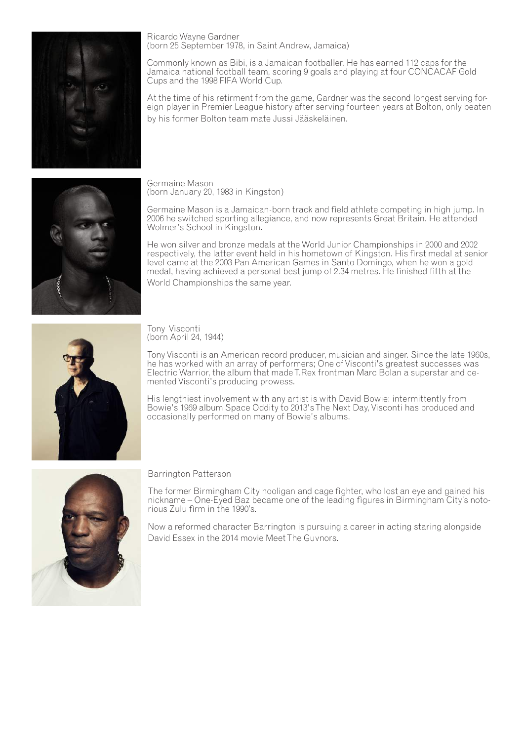Ricardo Wayne Gardner
(born 25 September 1978, in Saint Andrew, Jamaica)

Commonly known as Bibi, is a Jamaican footballer. He has earned 112 caps for the Jamaica national football team, scoring 9 goals and playing at four CONCACAF Gold Cups and the 1998 FIFA World Cup.

At the time of his retirment from the game, Gardner was the second longest serving foreign player in Premier League history after serving fourteen years at Bolton, only beaten by his former Bolton team mate Jussi Jääskeläinen.

Germaine Mason
(born January 20, 1983 in Kingston)

Germaine Mason is a Jamaican-born track and field athlete competing in high jump. In 2006 he switched sporting allegiance, and now represents Great Britain. He attended Wolmer's School in Kingston.

He won silver and bronze medals at the World Junior Championships in 2000 and 2002 respectively, the latter event held in his hometown of Kingston. His first medal at senior level came at the 2003 Pan American Games in Santo Domingo, when he won a gold medal, having achieved a personal best jump of 2.34 metres. He finished fifth at the World Championships the same year.

Tony Visconti
(born April 24, 1944)

Tony Visconti is an American record producer, musician and singer. Since the late 1960s, he has worked with an array of performers; One of Visconti's greatest successes was Electric Warrior, the album that made T.Rex frontman Marc Bolan a superstar and cemented Visconti's producing prowess.

His lengthiest involvement with any artist is with David Bowie: intermittently from Bowie's 1969 album Space Oddity to 2013's The Next Day, Visconti has produced and occasionally performed on many of Bowie's albums.

Barrington Patterson

The former Birmingham City hooligan and cage fighter, who lost an eye and gained his nickname – One-Eyed Baz became one of the leading figures in Birmingham City's notorious Zulu firm in the 1990's.

Now a reformed character Barrington is pursuing a career in acting staring alongside David Essex in the 2014 movie Meet The Guvnors.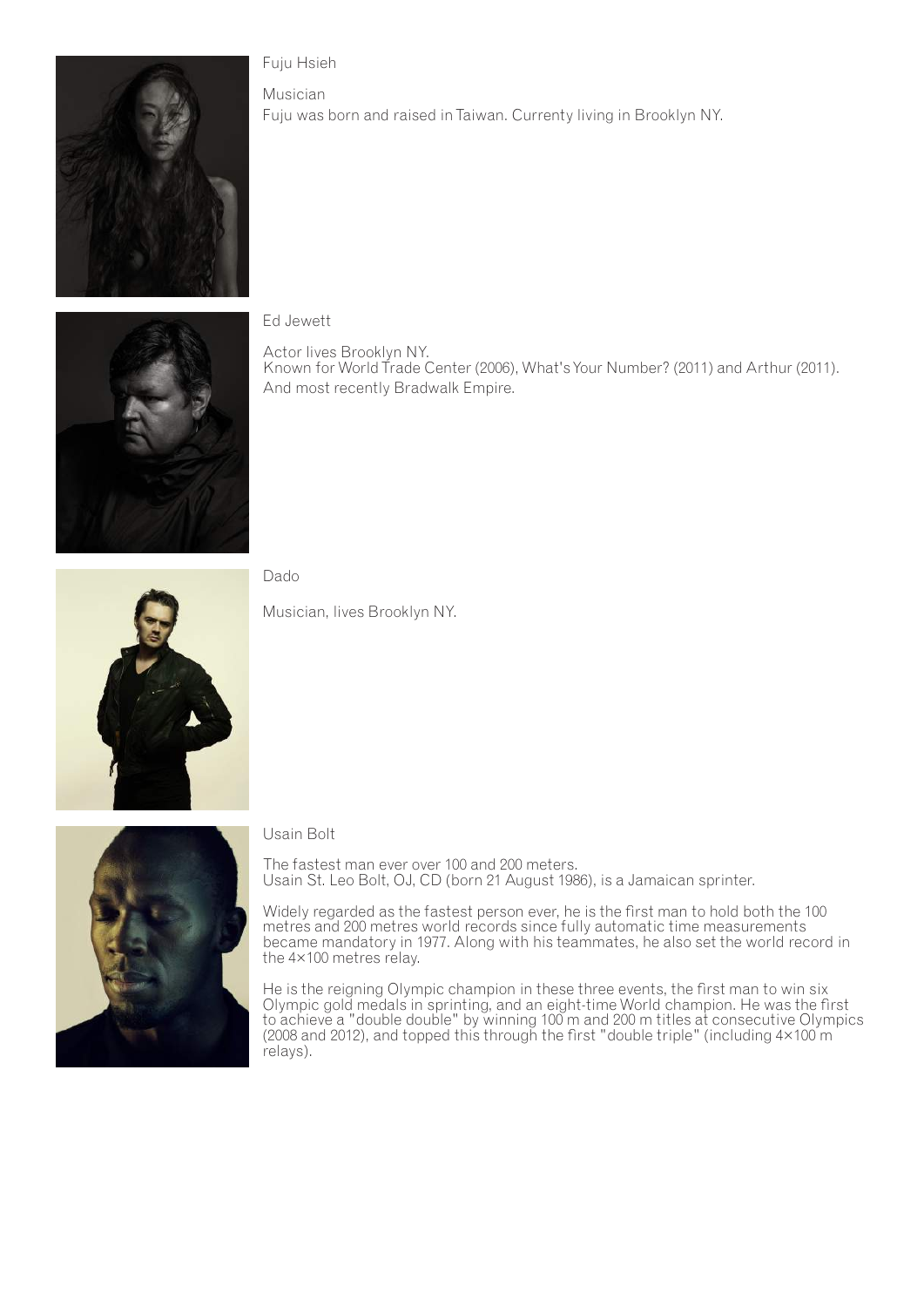Fuju Hsieh

Musician
Fuju was born and raised in Taiwan. Currenty living in Brooklyn NY.

Ed Jewett

Actor lives Brooklyn NY.
Known for World Trade Center (2006), What's Your Number? (2011) and Arthur (2011).
And most recently Bradwalk Empire.

Dado

Musician, lives Brooklyn NY.

Usain Bolt

The fastest man ever over 100 and 200 meters.
Usain St. Leo Bolt, OJ, CD (born 21 August 1986), is a Jamaican sprinter.

Widely regarded as the fastest person ever, he is the first man to hold both the 100 metres and 200 metres world records since fully automatic time measurements became mandatory in 1977. Along with his teammates, he also set the world record in the 4×100 metres relay.

He is the reigning Olympic champion in these three events, the first man to win six Olympic gold medals in sprinting, and an eight-time World champion. He was the first to achieve a "double double" by winning 100 m and 200 m titles at consecutive Olympics (2008 and 2012), and topped this through the first "double triple" (including 4×100 m relays).